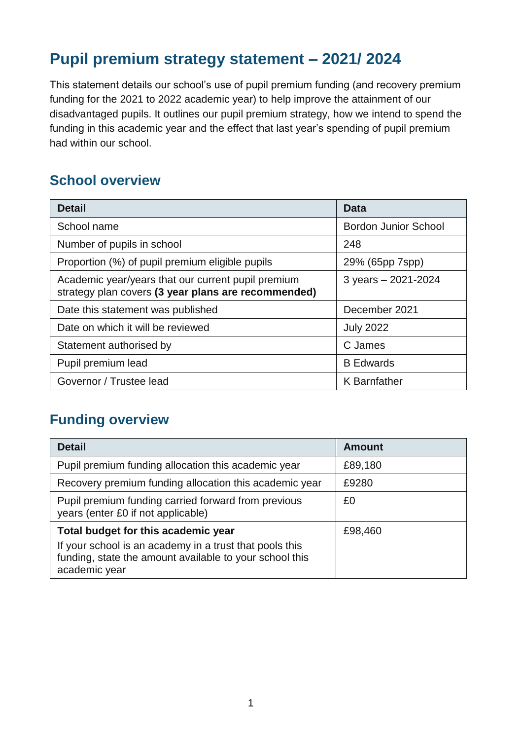# Pupil premium strategy statement – 2021/ 2024

This statement details our school's use of pupil premium funding (and recovery premium funding for the 2021 to 2022 academic year) to help improve the attainment of our disadvantaged pupils. It outlines our pupil premium strategy, how we intend to spend the funding in this academic year and the effect that last year's spending of pupil premium had within our school.

## School overview

| Detail | Data |
| --- | --- |
| School name | Bordon Junior School |
| Number of pupils in school | 248 |
| Proportion (%) of pupil premium eligible pupils | 29% (65pp 7spp) |
| Academic year/years that our current pupil premium strategy plan covers **(3 year plans are recommended)** | 3 years – 2021-2024 |
| Date this statement was published | December 2021 |
| Date on which it will be reviewed | July 2022 |
| Statement authorised by | C James |
| Pupil premium lead | B Edwards |
| Governor / Trustee lead | K Barnfather |

## Funding overview

| Detail | Amount |
| --- | --- |
| Pupil premium funding allocation this academic year | £89,180 |
| Recovery premium funding allocation this academic year | £9280 |
| Pupil premium funding carried forward from previous years (enter £0 if not applicable) | £0 |
| **Total budget for this academic year**<br>If your school is an academy in a trust that pools this funding, state the amount available to your school this academic year | £98,460 |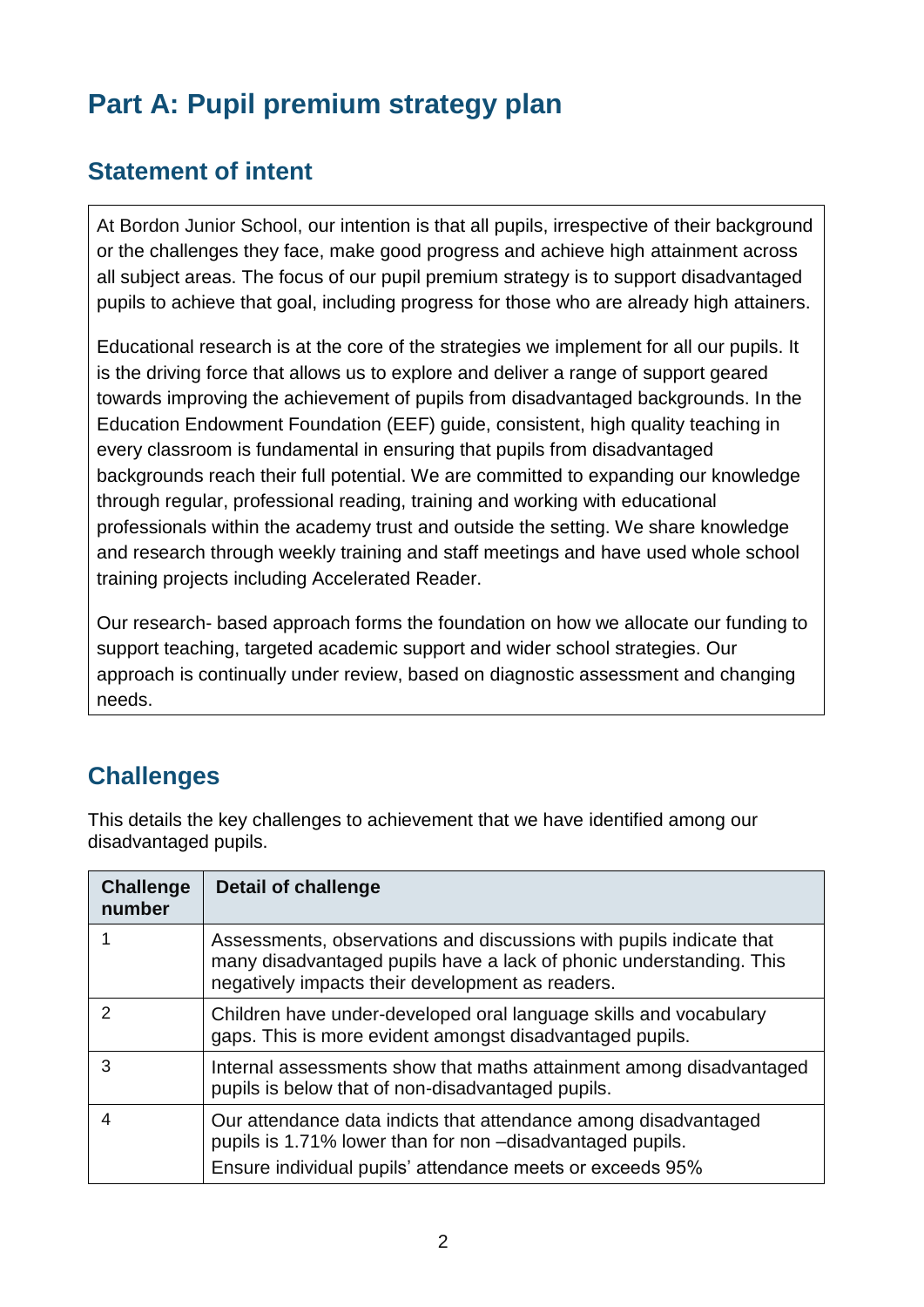# Part A: Pupil premium strategy plan

## Statement of intent

At Bordon Junior School, our intention is that all pupils, irrespective of their background or the challenges they face, make good progress and achieve high attainment across all subject areas. The focus of our pupil premium strategy is to support disadvantaged pupils to achieve that goal, including progress for those who are already high attainers.

Educational research is at the core of the strategies we implement for all our pupils. It is the driving force that allows us to explore and deliver a range of support geared towards improving the achievement of pupils from disadvantaged backgrounds. In the Education Endowment Foundation (EEF) guide, consistent, high quality teaching in every classroom is fundamental in ensuring that pupils from disadvantaged backgrounds reach their full potential. We are committed to expanding our knowledge through regular, professional reading, training and working with educational professionals within the academy trust and outside the setting. We share knowledge and research through weekly training and staff meetings and have used whole school training projects including Accelerated Reader.

Our research- based approach forms the foundation on how we allocate our funding to support teaching, targeted academic support and wider school strategies. Our approach is continually under review, based on diagnostic assessment and changing needs.

## Challenges

This details the key challenges to achievement that we have identified among our disadvantaged pupils.

| Challenge number | Detail of challenge |
| --- | --- |
| 1 | Assessments, observations and discussions with pupils indicate that many disadvantaged pupils have a lack of phonic understanding. This negatively impacts their development as readers. |
| 2 | Children have under-developed oral language skills and vocabulary gaps. This is more evident amongst disadvantaged pupils. |
| 3 | Internal assessments show that maths attainment among disadvantaged pupils is below that of non-disadvantaged pupils. |
| 4 | Our attendance data indicts that attendance among disadvantaged pupils is 1.71% lower than for non –disadvantaged pupils.<br>Ensure individual pupils' attendance meets or exceeds 95% |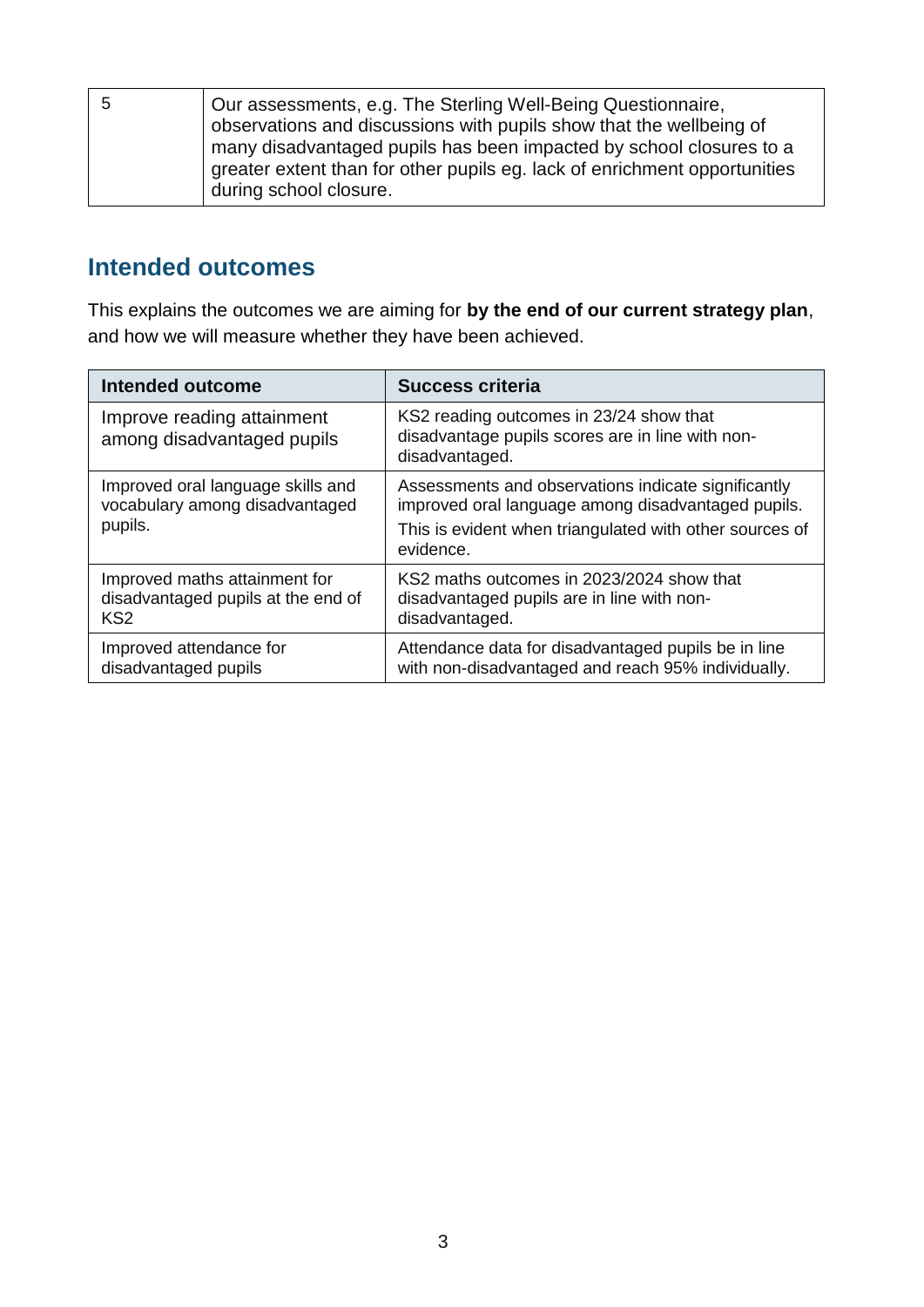| 5 | Our assessments, e.g. The Sterling Well-Being Questionnaire, observations and discussions with pupils show that the wellbeing of many disadvantaged pupils has been impacted by school closures to a greater extent than for other pupils eg. lack of enrichment opportunities during school closure. |
|---|---|

## Intended outcomes

This explains the outcomes we are aiming for **by the end of our current strategy plan**, and how we will measure whether they have been achieved.

| Intended outcome | Success criteria |
|---|---|
| Improve reading attainment among disadvantaged pupils | KS2 reading outcomes in 23/24 show that disadvantage pupils scores are in line with non-disadvantaged. |
| Improved oral language skills and vocabulary among disadvantaged pupils. | Assessments and observations indicate significantly improved oral language among disadvantaged pupils. This is evident when triangulated with other sources of evidence. |
| Improved maths attainment for disadvantaged pupils at the end of KS2 | KS2 maths outcomes in 2023/2024 show that disadvantaged pupils are in line with non-disadvantaged. |
| Improved attendance for disadvantaged pupils | Attendance data for disadvantaged pupils be in line with non-disadvantaged and reach 95% individually. |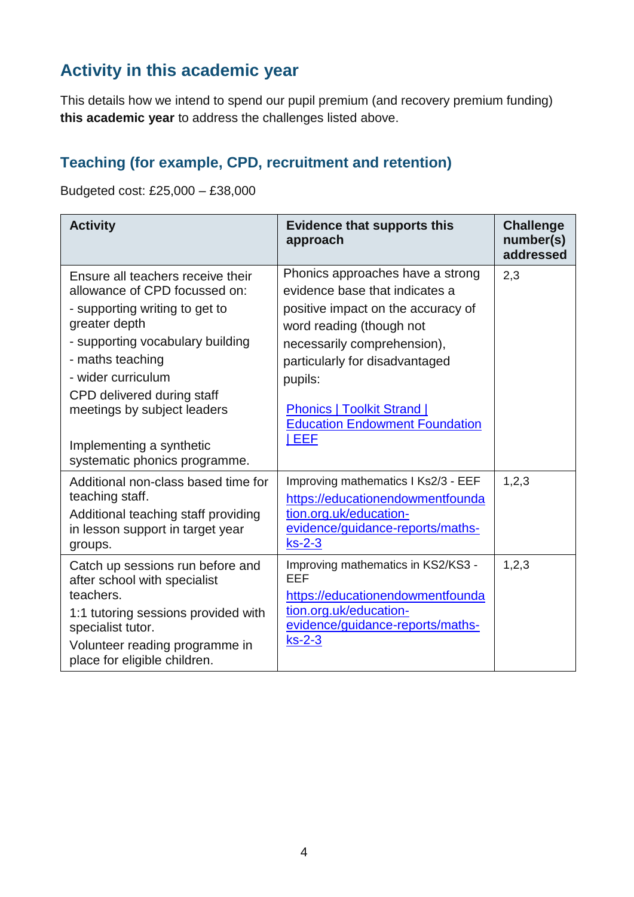## Activity in this academic year

This details how we intend to spend our pupil premium (and recovery premium funding) **this academic year** to address the challenges listed above.

### Teaching (for example, CPD, recruitment and retention)

Budgeted cost: £25,000 – £38,000

| Activity | Evidence that supports this approach | Challenge number(s) addressed |
|---|---|---|
| Ensure all teachers receive their allowance of CPD focussed on:<br>- supporting writing to get to greater depth<br>- supporting vocabulary building<br>- maths teaching<br>- wider curriculum<br>CPD delivered during staff meetings by subject leaders<br><br>Implementing a synthetic systematic phonics programme. | Phonics approaches have a strong evidence base that indicates a positive impact on the accuracy of word reading (though not necessarily comprehension), particularly for disadvantaged pupils:<br><br>Phonics \| Toolkit Strand \| Education Endowment Foundation \| EEF | 2,3 |
| Additional non-class based time for teaching staff.<br>Additional teaching staff providing in lesson support in target year groups. | Improving mathematics I Ks2/3 - EEF<br>https://educationendowmentfoundation.org.uk/education-evidence/guidance-reports/maths-ks-2-3 | 1,2,3 |
| Catch up sessions run before and after school with specialist teachers.<br>1:1 tutoring sessions provided with specialist tutor.<br>Volunteer reading programme in place for eligible children. | Improving mathematics in KS2/KS3 - EEF<br>https://educationendowmentfoundation.org.uk/education-evidence/guidance-reports/maths-ks-2-3 | 1,2,3 |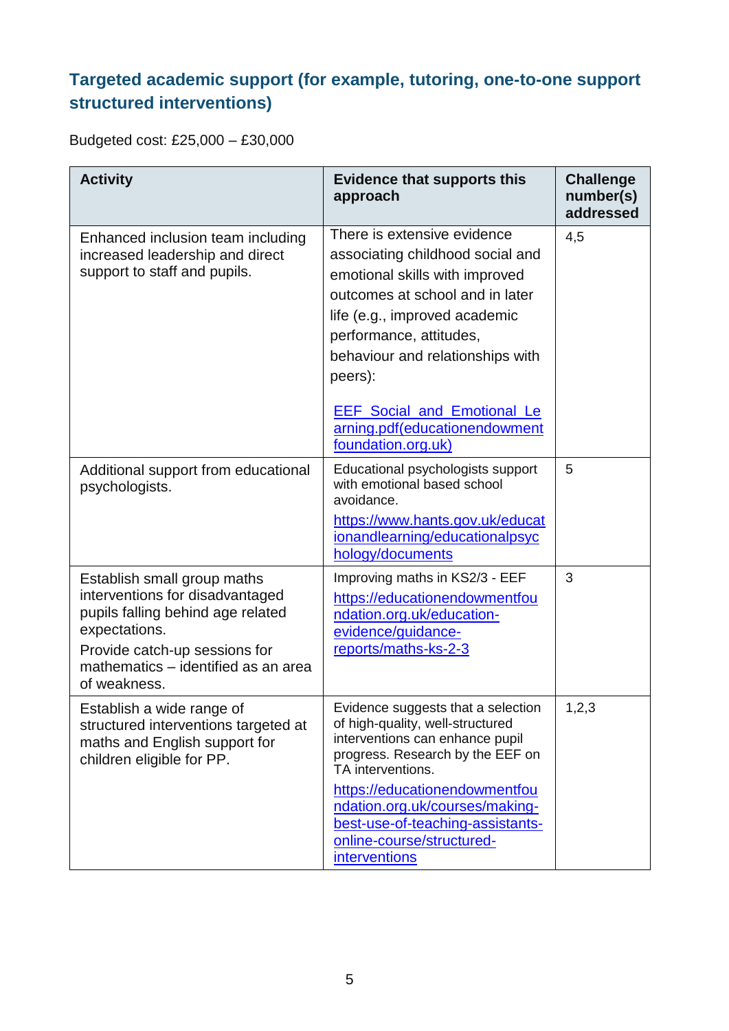### Targeted academic support (for example, tutoring, one-to-one support structured interventions)

Budgeted cost: £25,000 – £30,000

| Activity | Evidence that supports this approach | Challenge number(s) addressed |
|---|---|---|
| Enhanced inclusion team including increased leadership and direct support to staff and pupils. | There is extensive evidence associating childhood social and emotional skills with improved outcomes at school and in later life (e.g., improved academic performance, attitudes, behaviour and relationships with peers):<br><br>EEF_Social_and_Emotional_Learning.pdf(educationendowmentfoundation.org.uk) | 4,5 |
| Additional support from educational psychologists. | Educational psychologists support with emotional based school avoidance.<br>https://www.hants.gov.uk/educationandlearning/educationalpsychology/documents | 5 |
| Establish small group maths interventions for disadvantaged pupils falling behind age related expectations.<br>Provide catch-up sessions for mathematics – identified as an area of weakness. | Improving maths in KS2/3 - EEF<br>https://educationendowmentfoundation.org.uk/education-evidence/guidance-reports/maths-ks-2-3 | 3 |
| Establish a wide range of structured interventions targeted at maths and English support for children eligible for PP. | Evidence suggests that a selection of high-quality, well-structured interventions can enhance pupil progress. Research by the EEF on TA interventions.<br>https://educationendowmentfoundation.org.uk/courses/making-best-use-of-teaching-assistants-online-course/structured-interventions | 1,2,3 |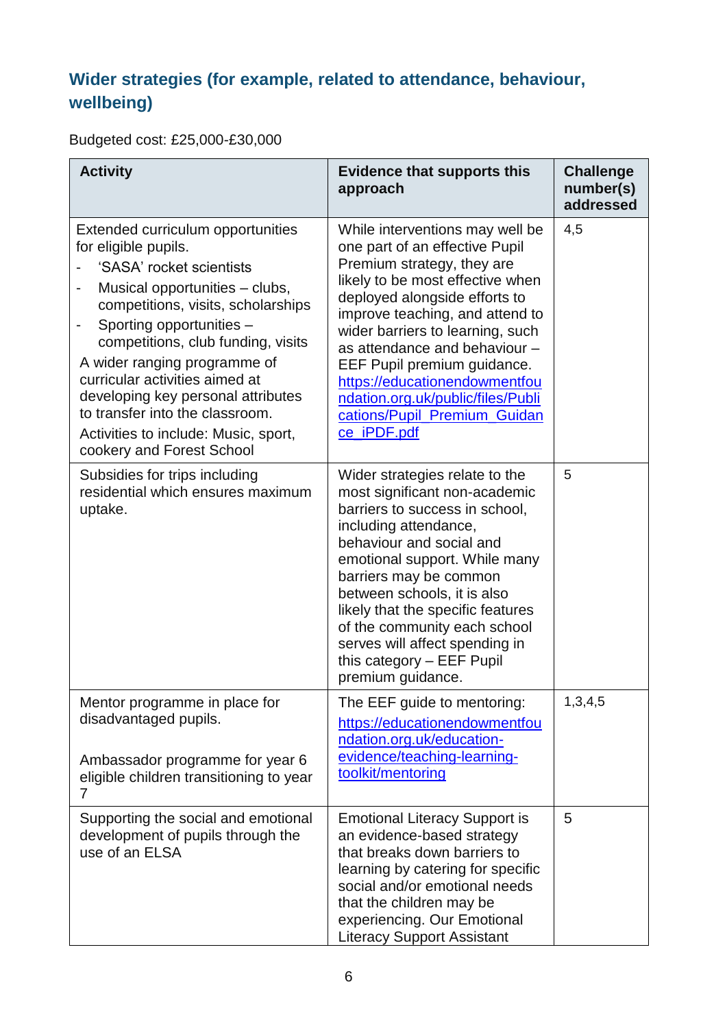## Wider strategies (for example, related to attendance, behaviour, wellbeing)

Budgeted cost: £25,000-£30,000

| Activity | Evidence that supports this approach | Challenge number(s) addressed |
|---|---|---|
| Extended curriculum opportunities for eligible pupils.<br>- 'SASA' rocket scientists<br>- Musical opportunities – clubs, competitions, visits, scholarships<br>- Sporting opportunities – competitions, club funding, visits<br>A wider ranging programme of curricular activities aimed at developing key personal attributes to transfer into the classroom.<br>Activities to include: Music, sport, cookery and Forest School | While interventions may well be one part of an effective Pupil Premium strategy, they are likely to be most effective when deployed alongside efforts to improve teaching, and attend to wider barriers to learning, such as attendance and behaviour – EEF Pupil premium guidance. [https://educationendowmentfoundation.org.uk/public/files/Publications/Pupil_Premium_Guidance_iPDF.pdf](https://educationendowmentfoundation.org.uk/public/files/Publications/Pupil_Premium_Guidance_iPDF.pdf) | 4,5 |
| Subsidies for trips including residential which ensures maximum uptake. | Wider strategies relate to the most significant non-academic barriers to success in school, including attendance, behaviour and social and emotional support. While many barriers may be common between schools, it is also likely that the specific features of the community each school serves will affect spending in this category – EEF Pupil premium guidance. | 5 |
| Mentor programme in place for disadvantaged pupils.<br><br>Ambassador programme for year 6 eligible children transitioning to year 7 | The EEF guide to mentoring: [https://educationendowmentfoundation.org.uk/education-evidence/teaching-learning-toolkit/mentoring](https://educationendowmentfoundation.org.uk/education-evidence/teaching-learning-toolkit/mentoring) | 1,3,4,5 |
| Supporting the social and emotional development of pupils through the use of an ELSA | Emotional Literacy Support is an evidence-based strategy that breaks down barriers to learning by catering for specific social and/or emotional needs that the children may be experiencing. Our Emotional Literacy Support Assistant | 5 |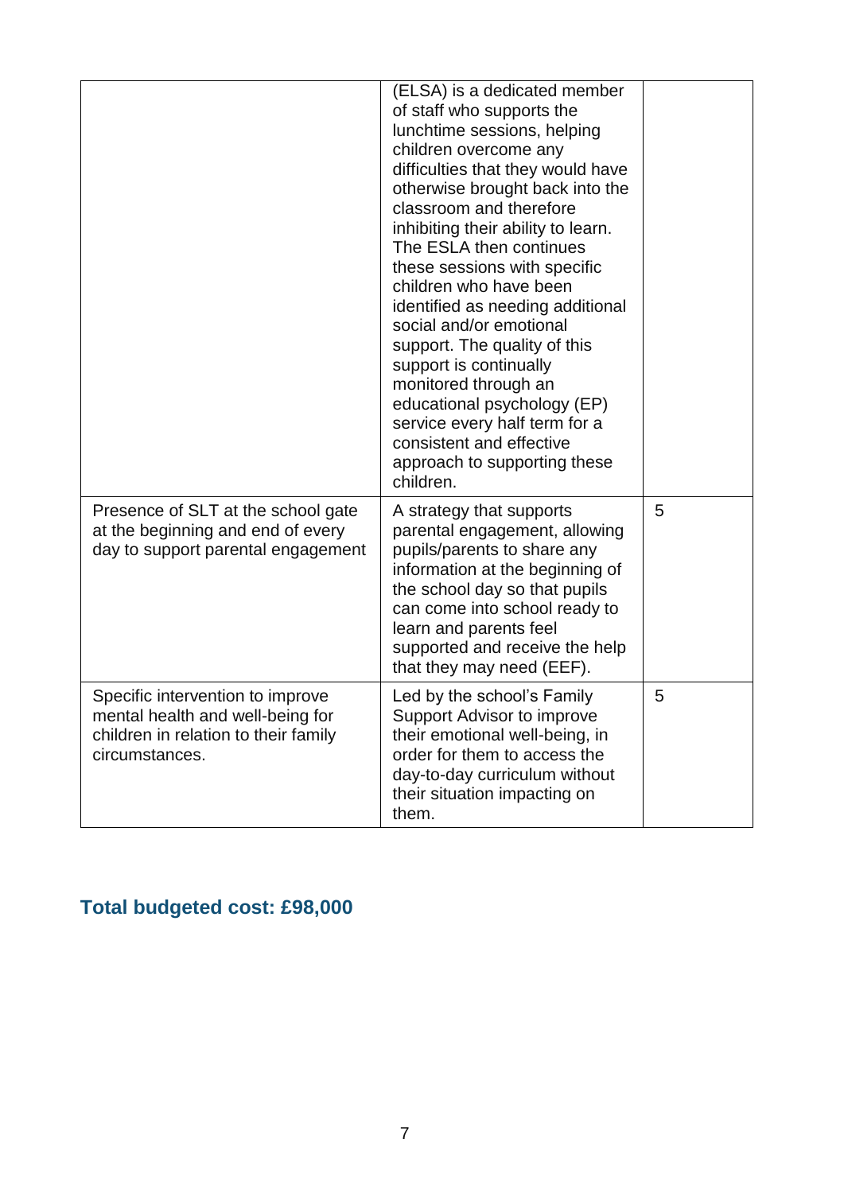| | | |
|---|---|---|
| | (ELSA) is a dedicated member of staff who supports the lunchtime sessions, helping children overcome any difficulties that they would have otherwise brought back into the classroom and therefore inhibiting their ability to learn. The ESLA then continues these sessions with specific children who have been identified as needing additional social and/or emotional support. The quality of this support is continually monitored through an educational psychology (EP) service every half term for a consistent and effective approach to supporting these children. | |
| Presence of SLT at the school gate at the beginning and end of every day to support parental engagement | A strategy that supports parental engagement, allowing pupils/parents to share any information at the beginning of the school day so that pupils can come into school ready to learn and parents feel supported and receive the help that they may need (EEF). | 5 |
| Specific intervention to improve mental health and well-being for children in relation to their family circumstances. | Led by the school's Family Support Advisor to improve their emotional well-being, in order for them to access the day-to-day curriculum without their situation impacting on them. | 5 |

## Total budgeted cost: £98,000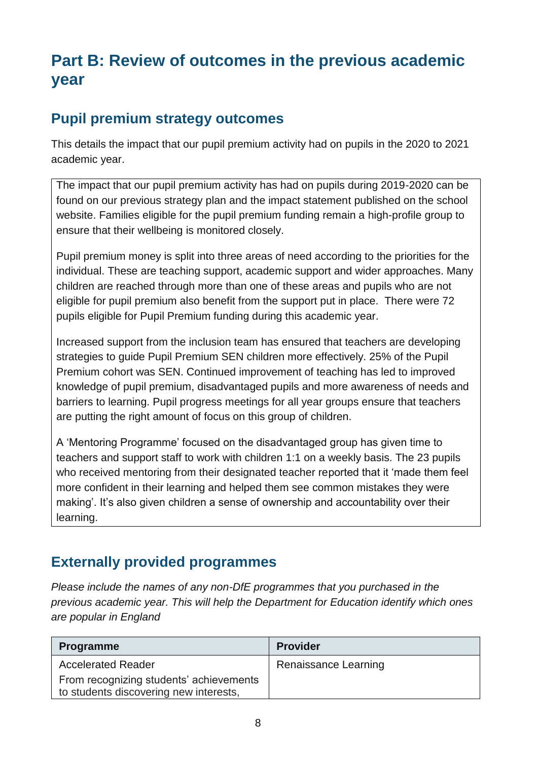# Part B: Review of outcomes in the previous academic year

## Pupil premium strategy outcomes

This details the impact that our pupil premium activity had on pupils in the 2020 to 2021 academic year.

The impact that our pupil premium activity has had on pupils during 2019-2020 can be found on our previous strategy plan and the impact statement published on the school website. Families eligible for the pupil premium funding remain a high-profile group to ensure that their wellbeing is monitored closely.

Pupil premium money is split into three areas of need according to the priorities for the individual. These are teaching support, academic support and wider approaches. Many children are reached through more than one of these areas and pupils who are not eligible for pupil premium also benefit from the support put in place. There were 72 pupils eligible for Pupil Premium funding during this academic year.

Increased support from the inclusion team has ensured that teachers are developing strategies to guide Pupil Premium SEN children more effectively. 25% of the Pupil Premium cohort was SEN. Continued improvement of teaching has led to improved knowledge of pupil premium, disadvantaged pupils and more awareness of needs and barriers to learning. Pupil progress meetings for all year groups ensure that teachers are putting the right amount of focus on this group of children.

A 'Mentoring Programme' focused on the disadvantaged group has given time to teachers and support staff to work with children 1:1 on a weekly basis. The 23 pupils who received mentoring from their designated teacher reported that it 'made them feel more confident in their learning and helped them see common mistakes they were making'. It's also given children a sense of ownership and accountability over their learning.

## Externally provided programmes

*Please include the names of any non-DfE programmes that you purchased in the previous academic year. This will help the Department for Education identify which ones are popular in England*

| Programme | Provider |
|---|---|
| Accelerated Reader<br>From recognizing students' achievements to students discovering new interests, | Renaissance Learning |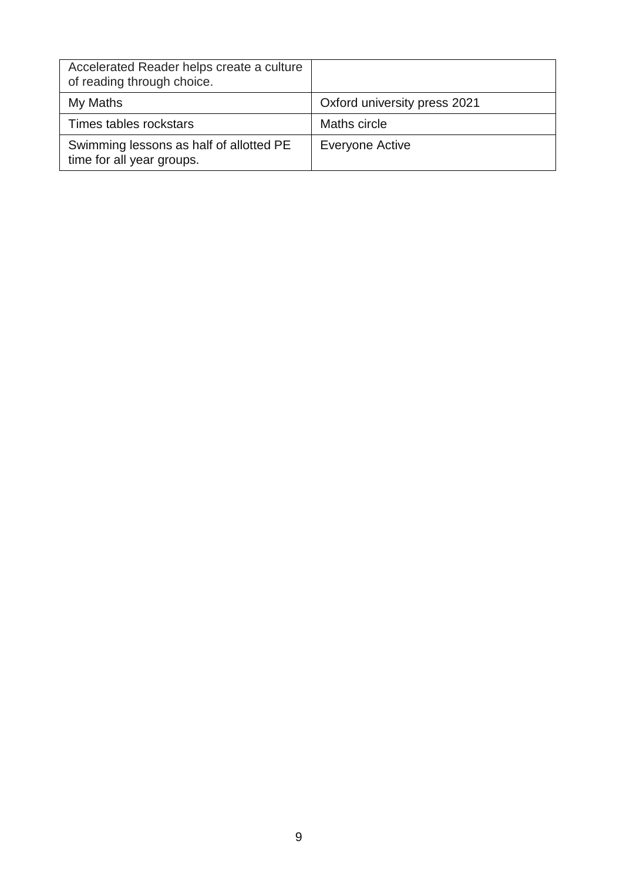| | |
|---|---|
| Accelerated Reader helps create a culture of reading through choice. | |
| My Maths | Oxford university press 2021 |
| Times tables rockstars | Maths circle |
| Swimming lessons as half of allotted PE time for all year groups. | Everyone Active |